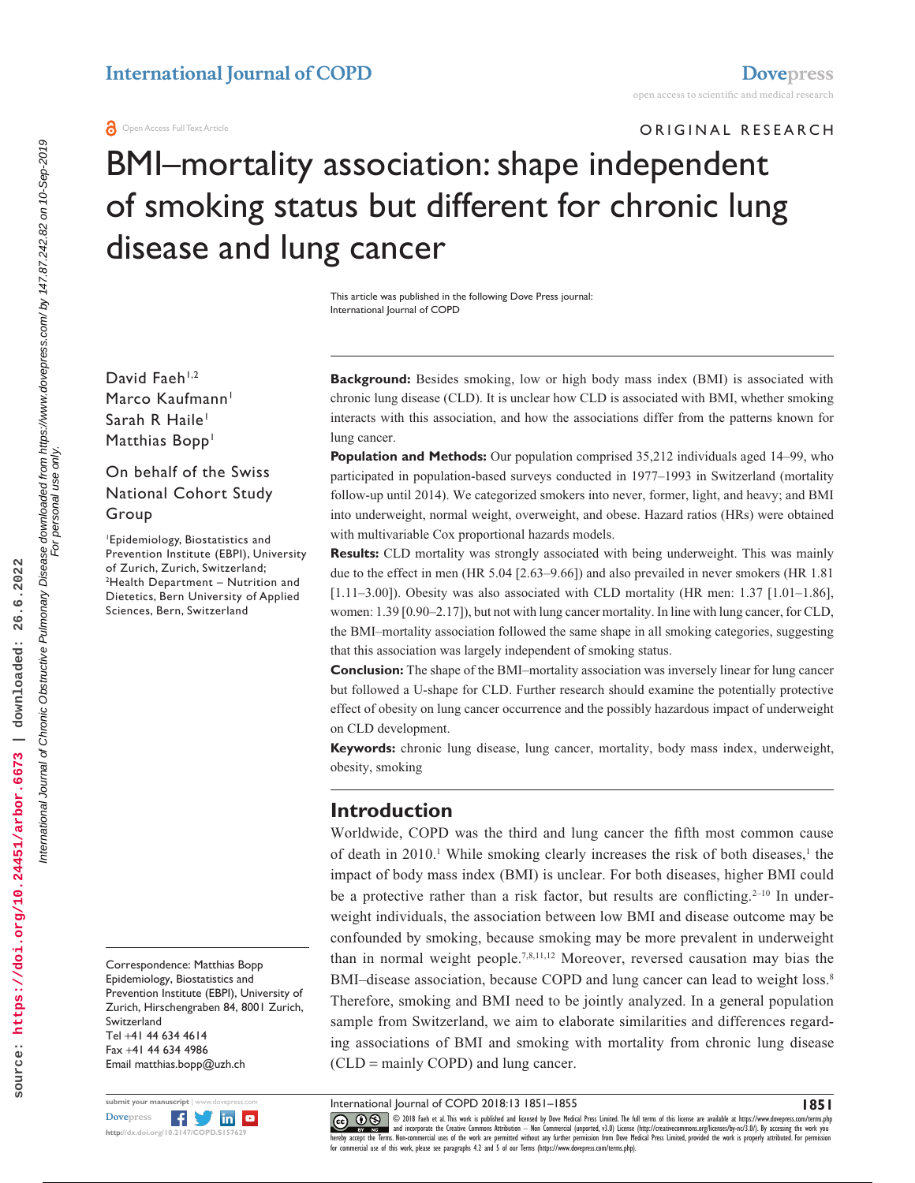ORIGINAL RESEARCH

# BMI–mortality association: shape independent of smoking status but different for chronic lung disease and lung cancer

This article was published in the following Dove Press journal:
International Journal of COPD

David Faeh[1,2]
Marco Kaufmann[1]
Sarah R Haile[1]
Matthias Bopp[1]

On behalf of the Swiss National Cohort Study Group

[1]Epidemiology, Biostatistics and Prevention Institute (EBPI), University of Zurich, Zurich, Switzerland; [2]Health Department – Nutrition and Dietetics, Bern University of Applied Sciences, Bern, Switzerland

Correspondence: Matthias Bopp
Epidemiology, Biostatistics and Prevention Institute (EBPI), University of Zurich, Hirschengraben 84, 8001 Zurich, Switzerland
Tel +41 44 634 4614
Fax +41 44 634 4986
Email matthias.bopp@uzh.ch

**Background:** Besides smoking, low or high body mass index (BMI) is associated with chronic lung disease (CLD). It is unclear how CLD is associated with BMI, whether smoking interacts with this association, and how the associations differ from the patterns known for lung cancer.

**Population and Methods:** Our population comprised 35,212 individuals aged 14–99, who participated in population-based surveys conducted in 1977–1993 in Switzerland (mortality follow-up until 2014). We categorized smokers into never, former, light, and heavy; and BMI into underweight, normal weight, overweight, and obese. Hazard ratios (HRs) were obtained with multivariable Cox proportional hazards models.

**Results:** CLD mortality was strongly associated with being underweight. This was mainly due to the effect in men (HR 5.04 [2.63–9.66]) and also prevailed in never smokers (HR 1.81 [1.11–3.00]). Obesity was also associated with CLD mortality (HR men: 1.37 [1.01–1.86], women: 1.39 [0.90–2.17]), but not with lung cancer mortality. In line with lung cancer, for CLD, the BMI–mortality association followed the same shape in all smoking categories, suggesting that this association was largely independent of smoking status.

**Conclusion:** The shape of the BMI–mortality association was inversely linear for lung cancer but followed a U-shape for CLD. Further research should examine the potentially protective effect of obesity on lung cancer occurrence and the possibly hazardous impact of underweight on CLD development.

**Keywords:** chronic lung disease, lung cancer, mortality, body mass index, underweight, obesity, smoking

## Introduction

Worldwide, COPD was the third and lung cancer the fifth most common cause of death in 2010.[1] While smoking clearly increases the risk of both diseases,[1] the impact of body mass index (BMI) is unclear. For both diseases, higher BMI could be a protective rather than a risk factor, but results are conflicting.[2–10] In underweight individuals, the association between low BMI and disease outcome may be confounded by smoking, because smoking may be more prevalent in underweight than in normal weight people.[7,8,11,12] Moreover, reversed causation may bias the BMI–disease association, because COPD and lung cancer can lead to weight loss.[8] Therefore, smoking and BMI need to be jointly analyzed. In a general population sample from Switzerland, we aim to elaborate similarities and differences regarding associations of BMI and smoking with mortality from chronic lung disease (CLD = mainly COPD) and lung cancer.

© 2018 Faeh et al. This work is published and licensed by Dove Medical Press Limited. The full terms of this license are available at https://www.dovepress.com/terms.php and incorporate the Creative Commons Attribution – Non Commercial (unported, v3.0) License (http://creativecommons.org/licenses/by-nc/3.0/). By accessing the work you hereby accept the Terms. Non-commercial uses of the work are permitted without any further permission from Dove Medical Press Limited, provided the work is properly attributed. For permission for commercial use of this work, please see paragraphs 4.2 and 5 of our Terms (https://www.dovepress.com/terms.php).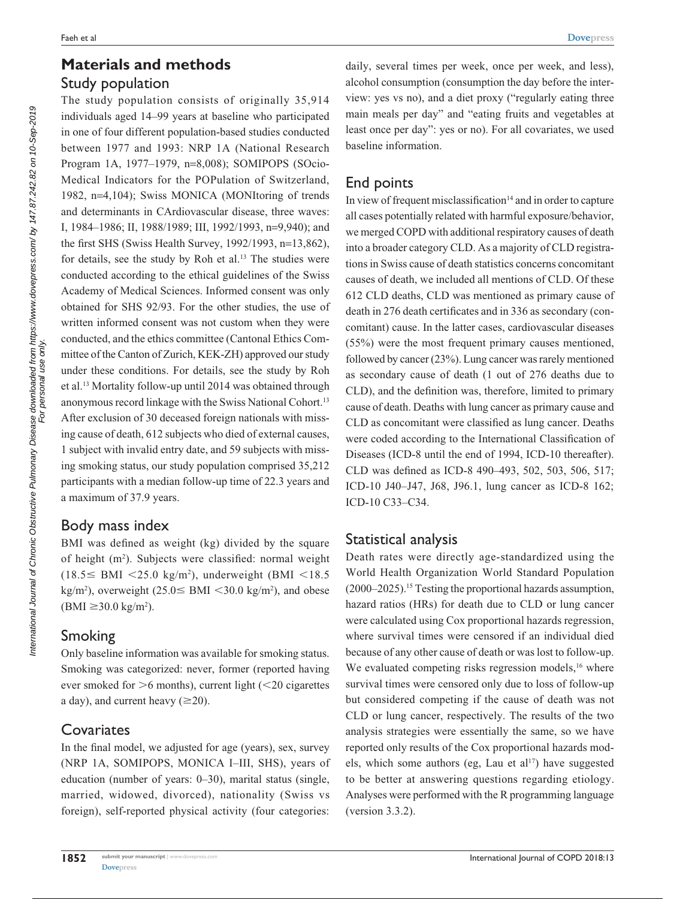## Materials and methods

### Study population

The study population consists of originally 35,914 individuals aged 14–99 years at baseline who participated in one of four different population-based studies conducted between 1977 and 1993: NRP 1A (National Research Program 1A, 1977–1979, n=8,008); SOMIPOPS (SOcio-Medical Indicators for the POPulation of Switzerland, 1982, n=4,104); Swiss MONICA (MONItoring of trends and determinants in CArdiovascular disease, three waves: I, 1984–1986; II, 1988/1989; III, 1992/1993, n=9,940); and the first SHS (Swiss Health Survey, 1992/1993, n=13,862), for details, see the study by Roh et al.[13] The studies were conducted according to the ethical guidelines of the Swiss Academy of Medical Sciences. Informed consent was only obtained for SHS 92/93. For the other studies, the use of written informed consent was not custom when they were conducted, and the ethics committee (Cantonal Ethics Committee of the Canton of Zurich, KEK-ZH) approved our study under these conditions. For details, see the study by Roh et al.[13] Mortality follow-up until 2014 was obtained through anonymous record linkage with the Swiss National Cohort.[13] After exclusion of 30 deceased foreign nationals with missing cause of death, 612 subjects who died of external causes, 1 subject with invalid entry date, and 59 subjects with missing smoking status, our study population comprised 35,212 participants with a median follow-up time of 22.3 years and a maximum of 37.9 years.

### Body mass index

BMI was defined as weight (kg) divided by the square of height (m$^2$). Subjects were classified: normal weight ($18.5 \leq$ BMI $<25.0$ kg/m$^2$), underweight (BMI $<18.5$ kg/m$^2$), overweight ($25.0 \leq$ BMI $<30.0$ kg/m$^2$), and obese (BMI $\geq 30.0$ kg/m$^2$).

### Smoking

Only baseline information was available for smoking status. Smoking was categorized: never, former (reported having ever smoked for $>6$ months), current light ($<20$ cigarettes a day), and current heavy ($\geq 20$).

### Covariates

In the final model, we adjusted for age (years), sex, survey (NRP 1A, SOMIPOPS, MONICA I–III, SHS), years of education (number of years: 0–30), marital status (single, married, widowed, divorced), nationality (Swiss vs foreign), self-reported physical activity (four categories: daily, several times per week, once per week, and less), alcohol consumption (consumption the day before the interview: yes vs no), and a diet proxy ("regularly eating three main meals per day" and "eating fruits and vegetables at least once per day": yes or no). For all covariates, we used baseline information.

### End points

In view of frequent misclassification[14] and in order to capture all cases potentially related with harmful exposure/behavior, we merged COPD with additional respiratory causes of death into a broader category CLD. As a majority of CLD registrations in Swiss cause of death statistics concerns concomitant causes of death, we included all mentions of CLD. Of these 612 CLD deaths, CLD was mentioned as primary cause of death in 276 death certificates and in 336 as secondary (concomitant) cause. In the latter cases, cardiovascular diseases (55%) were the most frequent primary causes mentioned, followed by cancer (23%). Lung cancer was rarely mentioned as secondary cause of death (1 out of 276 deaths due to CLD), and the definition was, therefore, limited to primary cause of death. Deaths with lung cancer as primary cause and CLD as concomitant were classified as lung cancer. Deaths were coded according to the International Classification of Diseases (ICD-8 until the end of 1994, ICD-10 thereafter). CLD was defined as ICD-8 490–493, 502, 503, 506, 517; ICD-10 J40–J47, J68, J96.1, lung cancer as ICD-8 162; ICD-10 C33–C34.

### Statistical analysis

Death rates were directly age-standardized using the World Health Organization World Standard Population (2000–2025).[15] Testing the proportional hazards assumption, hazard ratios (HRs) for death due to CLD or lung cancer were calculated using Cox proportional hazards regression, where survival times were censored if an individual died because of any other cause of death or was lost to follow-up. We evaluated competing risks regression models,[16] where survival times were censored only due to loss of follow-up but considered competing if the cause of death was not CLD or lung cancer, respectively. The results of the two analysis strategies were essentially the same, so we have reported only results of the Cox proportional hazards models, which some authors (eg, Lau et al[17]) have suggested to be better at answering questions regarding etiology. Analyses were performed with the R programming language (version 3.3.2).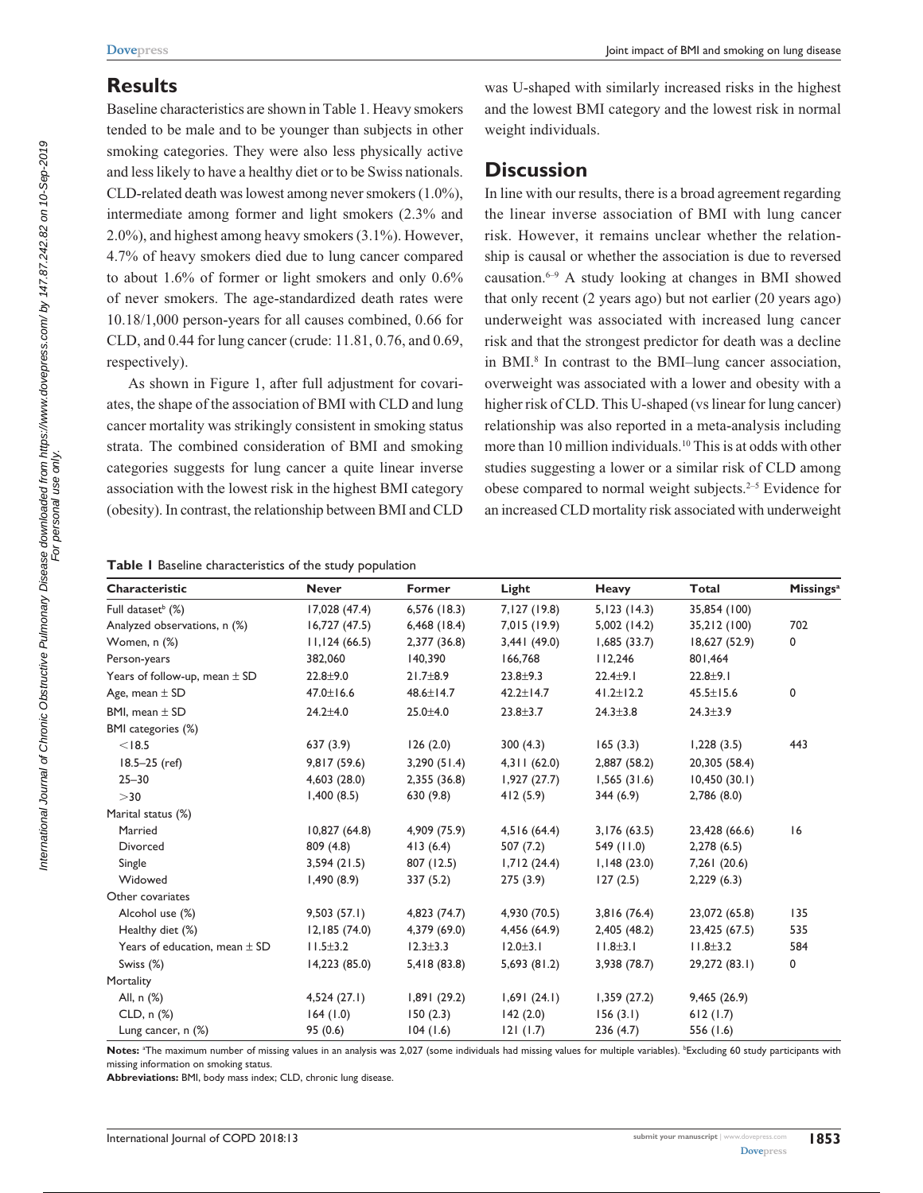## Results

Baseline characteristics are shown in Table 1. Heavy smokers tended to be male and to be younger than subjects in other smoking categories. They were also less physically active and less likely to have a healthy diet or to be Swiss nationals. CLD-related death was lowest among never smokers (1.0%), intermediate among former and light smokers (2.3% and 2.0%), and highest among heavy smokers (3.1%). However, 4.7% of heavy smokers died due to lung cancer compared to about 1.6% of former or light smokers and only 0.6% of never smokers. The age-standardized death rates were 10.18/1,000 person-years for all causes combined, 0.66 for CLD, and 0.44 for lung cancer (crude: 11.81, 0.76, and 0.69, respectively).

As shown in Figure 1, after full adjustment for covariates, the shape of the association of BMI with CLD and lung cancer mortality was strikingly consistent in smoking status strata. The combined consideration of BMI and smoking categories suggests for lung cancer a quite linear inverse association with the lowest risk in the highest BMI category (obesity). In contrast, the relationship between BMI and CLD was U-shaped with similarly increased risks in the highest and the lowest BMI category and the lowest risk in normal weight individuals.

## Discussion

In line with our results, there is a broad agreement regarding the linear inverse association of BMI with lung cancer risk. However, it remains unclear whether the relationship is causal or whether the association is due to reversed causation.[6–9] A study looking at changes in BMI showed that only recent (2 years ago) but not earlier (20 years ago) underweight was associated with increased lung cancer risk and that the strongest predictor for death was a decline in BMI.[8] In contrast to the BMI–lung cancer association, overweight was associated with a lower and obesity with a higher risk of CLD. This U-shaped (vs linear for lung cancer) relationship was also reported in a meta-analysis including more than 10 million individuals.[10] This is at odds with other studies suggesting a lower or a similar risk of CLD among obese compared to normal weight subjects.[2–5] Evidence for an increased CLD mortality risk associated with underweight

**Table 1** Baseline characteristics of the study population

| Characteristic | Never | Former | Light | Heavy | Total | Missings[a] |
|---|---|---|---|---|---|---|
| Full dataset[b] (%) | 17,028 (47.4) | 6,576 (18.3) | 7,127 (19.8) | 5,123 (14.3) | 35,854 (100) | |
| Analyzed observations, n (%) | 16,727 (47.5) | 6,468 (18.4) | 7,015 (19.9) | 5,002 (14.2) | 35,212 (100) | 702 |
| Women, n (%) | 11,124 (66.5) | 2,377 (36.8) | 3,441 (49.0) | 1,685 (33.7) | 18,627 (52.9) | 0 |
| Person-years | 382,060 | 140,390 | 166,768 | 112,246 | 801,464 | |
| Years of follow-up, mean ± SD | 22.8±9.0 | 21.7±8.9 | 23.8±9.3 | 22.4±9.1 | 22.8±9.1 | |
| Age, mean ± SD | 47.0±16.6 | 48.6±14.7 | 42.2±14.7 | 41.2±12.2 | 45.5±15.6 | 0 |
| BMI, mean ± SD | 24.2±4.0 | 25.0±4.0 | 23.8±3.7 | 24.3±3.8 | 24.3±3.9 | |
| BMI categories (%) | | | | | | |
| <18.5 | 637 (3.9) | 126 (2.0) | 300 (4.3) | 165 (3.3) | 1,228 (3.5) | 443 |
| 18.5–25 (ref) | 9,817 (59.6) | 3,290 (51.4) | 4,311 (62.0) | 2,887 (58.2) | 20,305 (58.4) | |
| 25–30 | 4,603 (28.0) | 2,355 (36.8) | 1,927 (27.7) | 1,565 (31.6) | 10,450 (30.1) | |
| >30 | 1,400 (8.5) | 630 (9.8) | 412 (5.9) | 344 (6.9) | 2,786 (8.0) | |
| Marital status (%) | | | | | | |
| Married | 10,827 (64.8) | 4,909 (75.9) | 4,516 (64.4) | 3,176 (63.5) | 23,428 (66.6) | 16 |
| Divorced | 809 (4.8) | 413 (6.4) | 507 (7.2) | 549 (11.0) | 2,278 (6.5) | |
| Single | 3,594 (21.5) | 807 (12.5) | 1,712 (24.4) | 1,148 (23.0) | 7,261 (20.6) | |
| Widowed | 1,490 (8.9) | 337 (5.2) | 275 (3.9) | 127 (2.5) | 2,229 (6.3) | |
| Other covariates | | | | | | |
| Alcohol use (%) | 9,503 (57.1) | 4,823 (74.7) | 4,930 (70.5) | 3,816 (76.4) | 23,072 (65.8) | 135 |
| Healthy diet (%) | 12,185 (74.0) | 4,379 (69.0) | 4,456 (64.9) | 2,405 (48.2) | 23,425 (67.5) | 535 |
| Years of education, mean ± SD | 11.5±3.2 | 12.3±3.3 | 12.0±3.1 | 11.8±3.1 | 11.8±3.2 | 584 |
| Swiss (%) | 14,223 (85.0) | 5,418 (83.8) | 5,693 (81.2) | 3,938 (78.7) | 29,272 (83.1) | 0 |
| Mortality | | | | | | |
| All, n (%) | 4,524 (27.1) | 1,891 (29.2) | 1,691 (24.1) | 1,359 (27.2) | 9,465 (26.9) | |
| CLD, n (%) | 164 (1.0) | 150 (2.3) | 142 (2.0) | 156 (3.1) | 612 (1.7) | |
| Lung cancer, n (%) | 95 (0.6) | 104 (1.6) | 121 (1.7) | 236 (4.7) | 556 (1.6) | |

**Notes:** [a]The maximum number of missing values in an analysis was 2,027 (some individuals had missing values for multiple variables). [b]Excluding 60 study participants with missing information on smoking status.

**Abbreviations:** BMI, body mass index; CLD, chronic lung disease.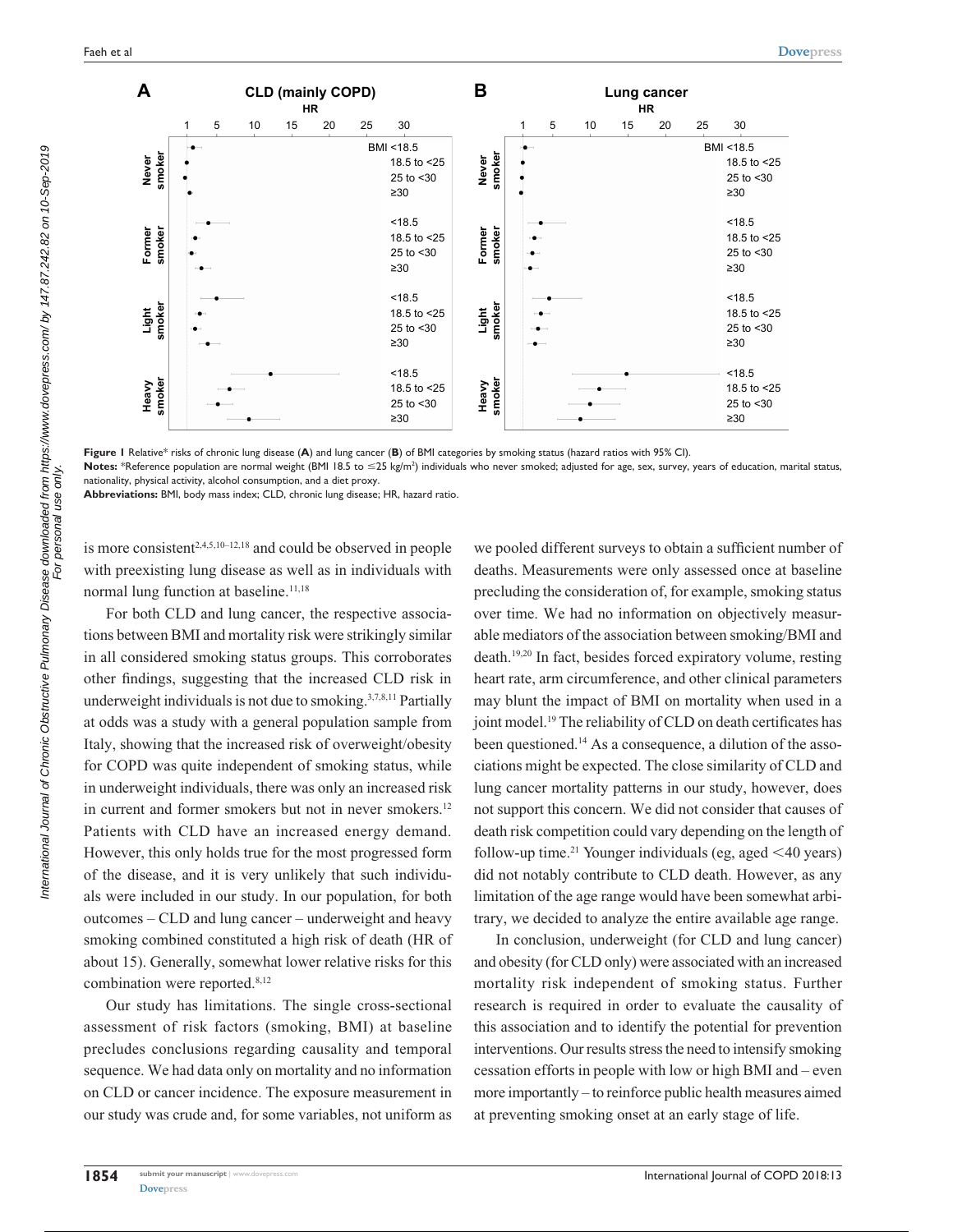Figure 1 Relative* risks of chronic lung disease (**A**) and lung cancer (**B**) of BMI categories by smoking status (hazard ratios with 95% CI).

**Notes:** *Reference population are normal weight (BMI 18.5 to ≤25 kg/m²) individuals who never smoked; adjusted for age, sex, survey, years of education, marital status, nationality, physical activity, alcohol consumption, and a diet proxy.

**Abbreviations:** BMI, body mass index; CLD, chronic lung disease; HR, hazard ratio.

is more consistent[2,4,5,10–12,18] and could be observed in people with preexisting lung disease as well as in individuals with normal lung function at baseline.[11,18]

For both CLD and lung cancer, the respective associations between BMI and mortality risk were strikingly similar in all considered smoking status groups. This corroborates other findings, suggesting that the increased CLD risk in underweight individuals is not due to smoking.[3,7,8,11] Partially at odds was a study with a general population sample from Italy, showing that the increased risk of overweight/obesity for COPD was quite independent of smoking status, while in underweight individuals, there was only an increased risk in current and former smokers but not in never smokers.[12] Patients with CLD have an increased energy demand. However, this only holds true for the most progressed form of the disease, and it is very unlikely that such individuals were included in our study. In our population, for both outcomes – CLD and lung cancer – underweight and heavy smoking combined constituted a high risk of death (HR of about 15). Generally, somewhat lower relative risks for this combination were reported.[8,12]

Our study has limitations. The single cross-sectional assessment of risk factors (smoking, BMI) at baseline precludes conclusions regarding causality and temporal sequence. We had data only on mortality and no information on CLD or cancer incidence. The exposure measurement in our study was crude and, for some variables, not uniform as we pooled different surveys to obtain a sufficient number of deaths. Measurements were only assessed once at baseline precluding the consideration of, for example, smoking status over time. We had no information on objectively measurable mediators of the association between smoking/BMI and death.[19,20] In fact, besides forced expiratory volume, resting heart rate, arm circumference, and other clinical parameters may blunt the impact of BMI on mortality when used in a joint model.[19] The reliability of CLD on death certificates has been questioned.[14] As a consequence, a dilution of the associations might be expected. The close similarity of CLD and lung cancer mortality patterns in our study, however, does not support this concern. We did not consider that causes of death risk competition could vary depending on the length of follow-up time.[21] Younger individuals (eg, aged <40 years) did not notably contribute to CLD death. However, as any limitation of the age range would have been somewhat arbitrary, we decided to analyze the entire available age range.

In conclusion, underweight (for CLD and lung cancer) and obesity (for CLD only) were associated with an increased mortality risk independent of smoking status. Further research is required in order to evaluate the causality of this association and to identify the potential for prevention interventions. Our results stress the need to intensify smoking cessation efforts in people with low or high BMI and – even more importantly – to reinforce public health measures aimed at preventing smoking onset at an early stage of life.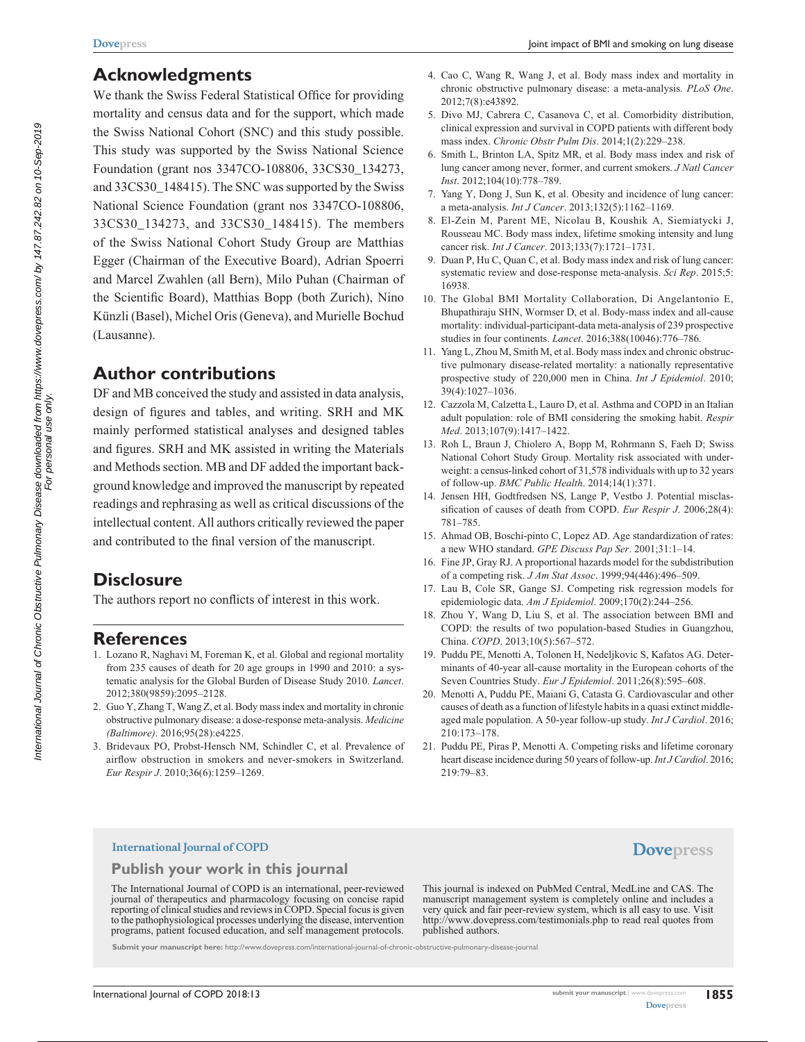## Acknowledgments

We thank the Swiss Federal Statistical Office for providing mortality and census data and for the support, which made the Swiss National Cohort (SNC) and this study possible. This study was supported by the Swiss National Science Foundation (grant nos 3347CO-108806, 33CS30_134273, and 33CS30_148415). The SNC was supported by the Swiss National Science Foundation (grant nos 3347CO-108806, 33CS30_134273, and 33CS30_148415). The members of the Swiss National Cohort Study Group are Matthias Egger (Chairman of the Executive Board), Adrian Spoerri and Marcel Zwahlen (all Bern), Milo Puhan (Chairman of the Scientific Board), Matthias Bopp (both Zurich), Nino Künzli (Basel), Michel Oris (Geneva), and Murielle Bochud (Lausanne).

## Author contributions

DF and MB conceived the study and assisted in data analysis, design of figures and tables, and writing. SRH and MK mainly performed statistical analyses and designed tables and figures. SRH and MK assisted in writing the Materials and Methods section. MB and DF added the important background knowledge and improved the manuscript by repeated readings and rephrasing as well as critical discussions of the intellectual content. All authors critically reviewed the paper and contributed to the final version of the manuscript.

## Disclosure

The authors report no conflicts of interest in this work.

## References

1. Lozano R, Naghavi M, Foreman K, et al. Global and regional mortality from 235 causes of death for 20 age groups in 1990 and 2010: a systematic analysis for the Global Burden of Disease Study 2010. *Lancet*. 2012;380(9859):2095–2128.
2. Guo Y, Zhang T, Wang Z, et al. Body mass index and mortality in chronic obstructive pulmonary disease: a dose-response meta-analysis. *Medicine (Baltimore)*. 2016;95(28):e4225.
3. Bridevaux PO, Probst-Hensch NM, Schindler C, et al. Prevalence of airflow obstruction in smokers and never-smokers in Switzerland. *Eur Respir J*. 2010;36(6):1259–1269.
4. Cao C, Wang R, Wang J, et al. Body mass index and mortality in chronic obstructive pulmonary disease: a meta-analysis. *PLoS One*. 2012;7(8):e43892.
5. Divo MJ, Cabrera C, Casanova C, et al. Comorbidity distribution, clinical expression and survival in COPD patients with different body mass index. *Chronic Obstr Pulm Dis*. 2014;1(2):229–238.
6. Smith L, Brinton LA, Spitz MR, et al. Body mass index and risk of lung cancer among never, former, and current smokers. *J Natl Cancer Inst*. 2012;104(10):778–789.
7. Yang Y, Dong J, Sun K, et al. Obesity and incidence of lung cancer: a meta-analysis. *Int J Cancer*. 2013;132(5):1162–1169.
8. El-Zein M, Parent ME, Nicolau B, Koushik A, Siemiatycki J, Rousseau MC. Body mass index, lifetime smoking intensity and lung cancer risk. *Int J Cancer*. 2013;133(7):1721–1731.
9. Duan P, Hu C, Quan C, et al. Body mass index and risk of lung cancer: systematic review and dose-response meta-analysis. *Sci Rep*. 2015;5:16938.
10. The Global BMI Mortality Collaboration, Di Angelantonio E, Bhupathiraju SHN, Wormser D, et al. Body-mass index and all-cause mortality: individual-participant-data meta-analysis of 239 prospective studies in four continents. *Lancet*. 2016;388(10046):776–786.
11. Yang L, Zhou M, Smith M, et al. Body mass index and chronic obstructive pulmonary disease-related mortality: a nationally representative prospective study of 220,000 men in China. *Int J Epidemiol*. 2010;39(4):1027–1036.
12. Cazzola M, Calzetta L, Lauro D, et al. Asthma and COPD in an Italian adult population: role of BMI considering the smoking habit. *Respir Med*. 2013;107(9):1417–1422.
13. Roh L, Braun J, Chiolero A, Bopp M, Rohrmann S, Faeh D; Swiss National Cohort Study Group. Mortality risk associated with underweight: a census-linked cohort of 31,578 individuals with up to 32 years of follow-up. *BMC Public Health*. 2014;14(1):371.
14. Jensen HH, Godtfredsen NS, Lange P, Vestbo J. Potential misclassification of causes of death from COPD. *Eur Respir J*. 2006;28(4):781–785.
15. Ahmad OB, Boschi-pinto C, Lopez AD. Age standardization of rates: a new WHO standard. *GPE Discuss Pap Ser*. 2001;31:1–14.
16. Fine JP, Gray RJ. A proportional hazards model for the subdistribution of a competing risk. *J Am Stat Assoc*. 1999;94(446):496–509.
17. Lau B, Cole SR, Gange SJ. Competing risk regression models for epidemiologic data. *Am J Epidemiol*. 2009;170(2):244–256.
18. Zhou Y, Wang D, Liu S, et al. The association between BMI and COPD: the results of two population-based Studies in Guangzhou, China. *COPD*. 2013;10(5):567–572.
19. Puddu PE, Menotti A, Tolonen H, Nedeljkovic S, Kafatos AG. Determinants of 40-year all-cause mortality in the European cohorts of the Seven Countries Study. *Eur J Epidemiol*. 2011;26(8):595–608.
20. Menotti A, Puddu PE, Maiani G, Catasta G. Cardiovascular and other causes of death as a function of lifestyle habits in a quasi extinct middle-aged male population. A 50-year follow-up study. *Int J Cardiol*. 2016;210:173–178.
21. Puddu PE, Piras P, Menotti A. Competing risks and lifetime coronary heart disease incidence during 50 years of follow-up. *Int J Cardiol*. 2016;219:79–83.